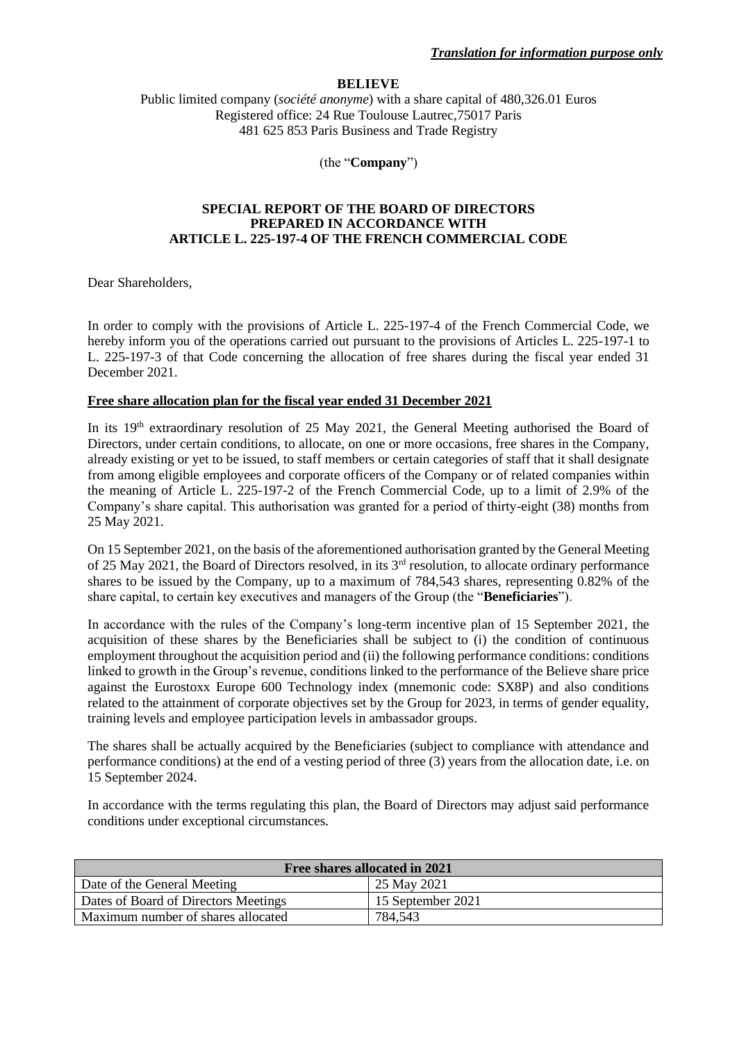***Translation for information purpose only***

**BELIEVE**

Public limited company (*société anonyme*) with a share capital of 480,326.01 Euros
Registered office: 24 Rue Toulouse Lautrec,75017 Paris
481 625 853 Paris Business and Trade Registry

(the "**Company**")

**SPECIAL REPORT OF THE BOARD OF DIRECTORS PREPARED IN ACCORDANCE WITH ARTICLE L. 225-197-4 OF THE FRENCH COMMERCIAL CODE**

Dear Shareholders,

In order to comply with the provisions of Article L. 225-197-4 of the French Commercial Code, we hereby inform you of the operations carried out pursuant to the provisions of Articles L. 225-197-1 to L. 225-197-3 of that Code concerning the allocation of free shares during the fiscal year ended 31 December 2021.

**Free share allocation plan for the fiscal year ended 31 December 2021**

In its 19th extraordinary resolution of 25 May 2021, the General Meeting authorised the Board of Directors, under certain conditions, to allocate, on one or more occasions, free shares in the Company, already existing or yet to be issued, to staff members or certain categories of staff that it shall designate from among eligible employees and corporate officers of the Company or of related companies within the meaning of Article L. 225-197-2 of the French Commercial Code, up to a limit of 2.9% of the Company's share capital. This authorisation was granted for a period of thirty-eight (38) months from 25 May 2021.

On 15 September 2021, on the basis of the aforementioned authorisation granted by the General Meeting of 25 May 2021, the Board of Directors resolved, in its 3rd resolution, to allocate ordinary performance shares to be issued by the Company, up to a maximum of 784,543 shares, representing 0.82% of the share capital, to certain key executives and managers of the Group (the "**Beneficiaries**").

In accordance with the rules of the Company's long-term incentive plan of 15 September 2021, the acquisition of these shares by the Beneficiaries shall be subject to (i) the condition of continuous employment throughout the acquisition period and (ii) the following performance conditions: conditions linked to growth in the Group's revenue, conditions linked to the performance of the Believe share price against the Eurostoxx Europe 600 Technology index (mnemonic code: SX8P) and also conditions related to the attainment of corporate objectives set by the Group for 2023, in terms of gender equality, training levels and employee participation levels in ambassador groups.

The shares shall be actually acquired by the Beneficiaries (subject to compliance with attendance and performance conditions) at the end of a vesting period of three (3) years from the allocation date, i.e. on 15 September 2024.

In accordance with the terms regulating this plan, the Board of Directors may adjust said performance conditions under exceptional circumstances.

| Free shares allocated in 2021 | |
|---|---|
| Date of the General Meeting | 25 May 2021 |
| Dates of Board of Directors Meetings | 15 September 2021 |
| Maximum number of shares allocated | 784,543 |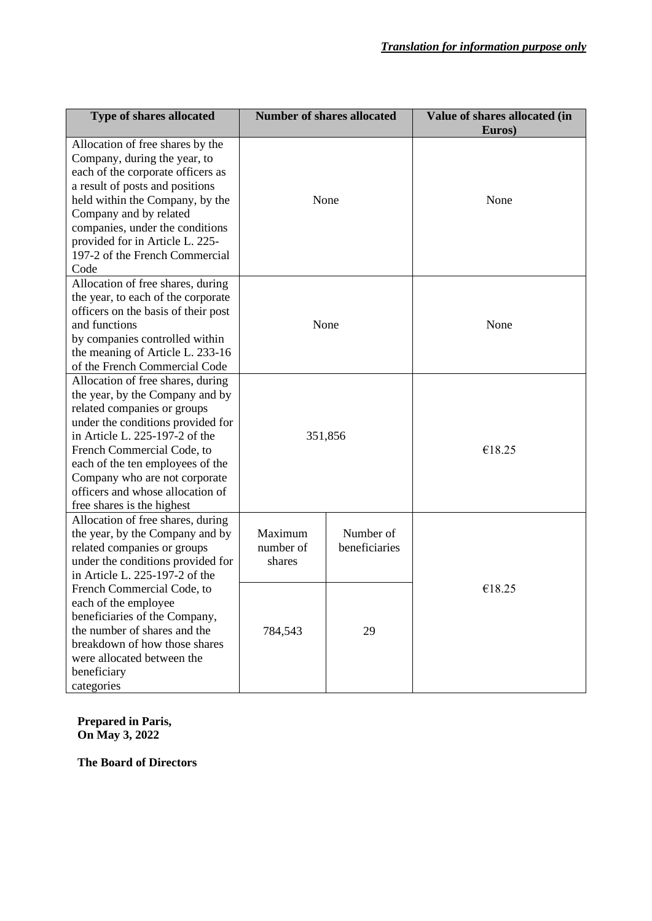*Translation for information purpose only*

| Type of shares allocated | Number of shares allocated | | Value of shares allocated (in Euros) |
|---|---|---|---|
| Allocation of free shares by the Company, during the year, to each of the corporate officers as a result of posts and positions held within the Company, by the Company and by related companies, under the conditions provided for in Article L. 225-197-2 of the French Commercial Code | None | | None |
| Allocation of free shares, during the year, to each of the corporate officers on the basis of their post and functions by companies controlled within the meaning of Article L. 233-16 of the French Commercial Code | None | | None |
| Allocation of free shares, during the year, by the Company and by related companies or groups under the conditions provided for in Article L. 225-197-2 of the French Commercial Code, to each of the ten employees of the Company who are not corporate officers and whose allocation of free shares is the highest | 351,856 | | €18.25 |
| Allocation of free shares, during the year, by the Company and by related companies or groups under the conditions provided for in Article L. 225-197-2 of the French Commercial Code, to each of the employee beneficiaries of the Company, the number of shares and the breakdown of how those shares were allocated between the beneficiary categories | Maximum number of shares | Number of beneficiaries | €18.25 |
| | 784,543 | 29 | |

**Prepared in Paris,**
**On May 3, 2022**

**The Board of Directors**